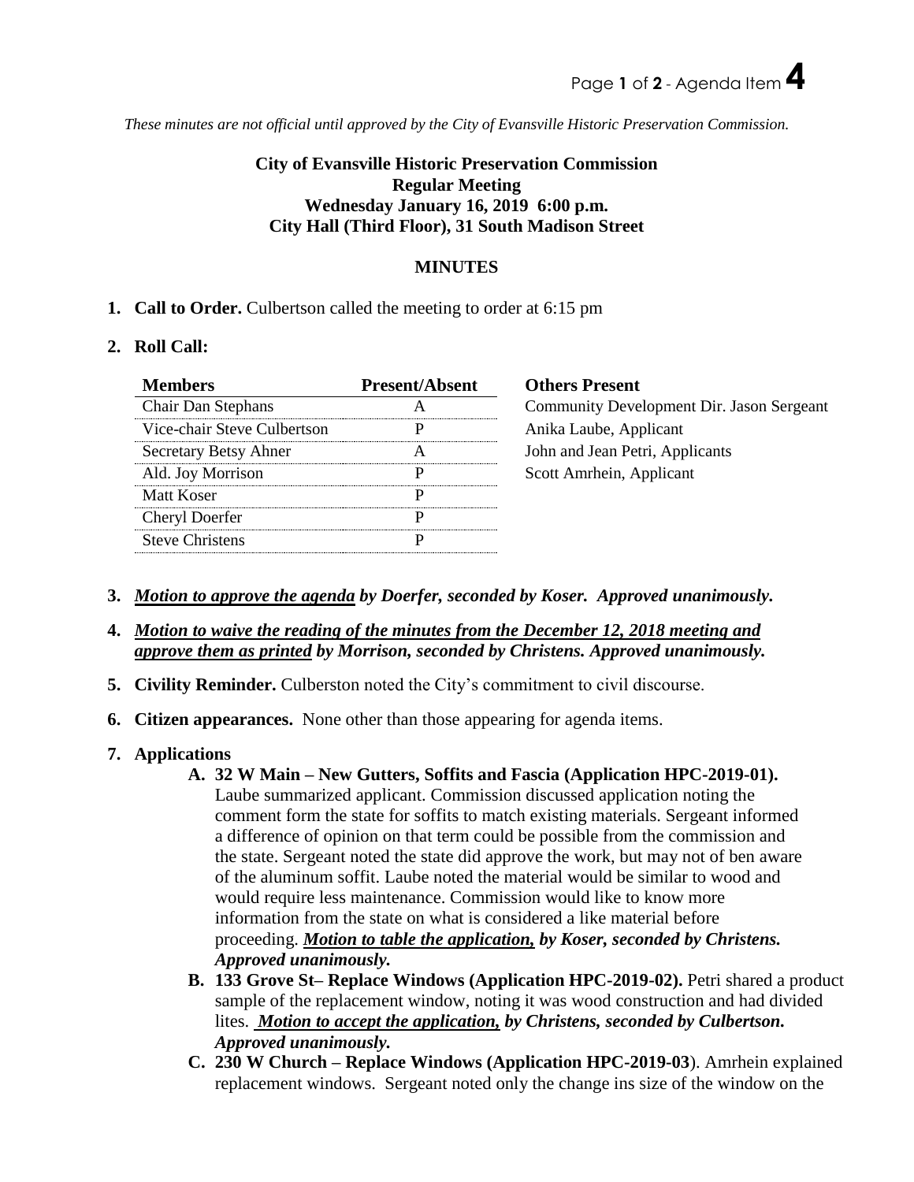*These minutes are not official until approved by the City of Evansville Historic Preservation Commission.*

**City of Evansville Historic Preservation Commission**
**Regular Meeting**
**Wednesday January 16, 2019 6:00 p.m.**
**City Hall (Third Floor), 31 South Madison Street**

**MINUTES**

1. **Call to Order.** Culbertson called the meeting to order at 6:15 pm

2. **Roll Call:**

| Members | Present/Absent |
|---|---|
| Chair Dan Stephans | A |
| Vice-chair Steve Culbertson | P |
| Secretary Betsy Ahner | A |
| Ald. Joy Morrison | P |
| Matt Koser | P |
| Cheryl Doerfer | P |
| Steve Christens | P |

**Others Present**
Community Development Dir. Jason Sergeant
Anika Laube, Applicant
John and Jean Petri, Applicants
Scott Amrhein, Applicant

3. ***Motion to approve the agenda** by Doerfer, seconded by Koser. Approved unanimously.*

4. ***Motion to waive the reading of the minutes from the December 12, 2018 meeting and approve them as printed** by Morrison, seconded by Christens. Approved unanimously.*

5. **Civility Reminder.** Culberston noted the City's commitment to civil discourse.

6. **Citizen appearances.** None other than those appearing for agenda items.

7. **Applications**
   - **A. 32 W Main – New Gutters, Soffits and Fascia (Application HPC-2019-01).** Laube summarized applicant. Commission discussed application noting the comment form the state for soffits to match existing materials. Sergeant informed a difference of opinion on that term could be possible from the commission and the state. Sergeant noted the state did approve the work, but may not of ben aware of the aluminum soffit. Laube noted the material would be similar to wood and would require less maintenance. Commission would like to know more information from the state on what is considered a like material before proceeding. ***Motion to table the application,** by Koser, seconded by Christens. Approved unanimously.*
   - **B. 133 Grove St– Replace Windows (Application HPC-2019-02).** Petri shared a product sample of the replacement window, noting it was wood construction and had divided lites. ***Motion to accept the application,** by Christens, seconded by Culbertson. Approved unanimously.*
   - **C. 230 W Church – Replace Windows (Application HPC-2019-03**). Amrhein explained replacement windows. Sergeant noted only the change ins size of the window on the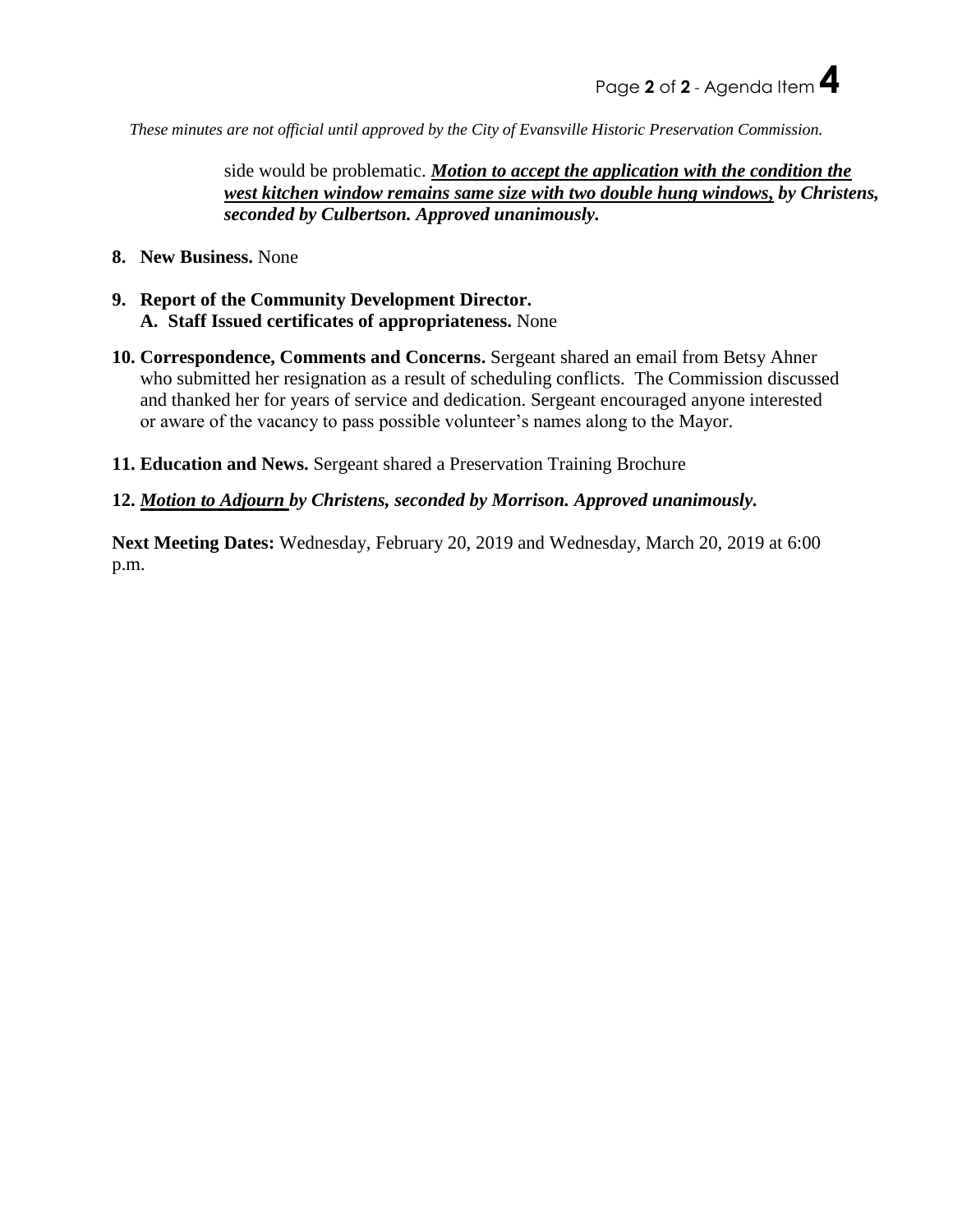*These minutes are not official until approved by the City of Evansville Historic Preservation Commission.*

side would be problematic. ***Motion to accept the application with the condition the west kitchen window remains same size with two double hung windows,* by Christens, seconded by Culbertson. Approved unanimously.**

**8. New Business.** None

**9. Report of the Community Development Director.**
**A. Staff Issued certificates of appropriateness.** None

**10. Correspondence, Comments and Concerns.** Sergeant shared an email from Betsy Ahner who submitted her resignation as a result of scheduling conflicts. The Commission discussed and thanked her for years of service and dedication. Sergeant encouraged anyone interested or aware of the vacancy to pass possible volunteer's names along to the Mayor.

**11. Education and News.** Sergeant shared a Preservation Training Brochure

**12. *Motion to Adjourn* by Christens, seconded by Morrison. Approved unanimously.**

**Next Meeting Dates:** Wednesday, February 20, 2019 and Wednesday, March 20, 2019 at 6:00 p.m.